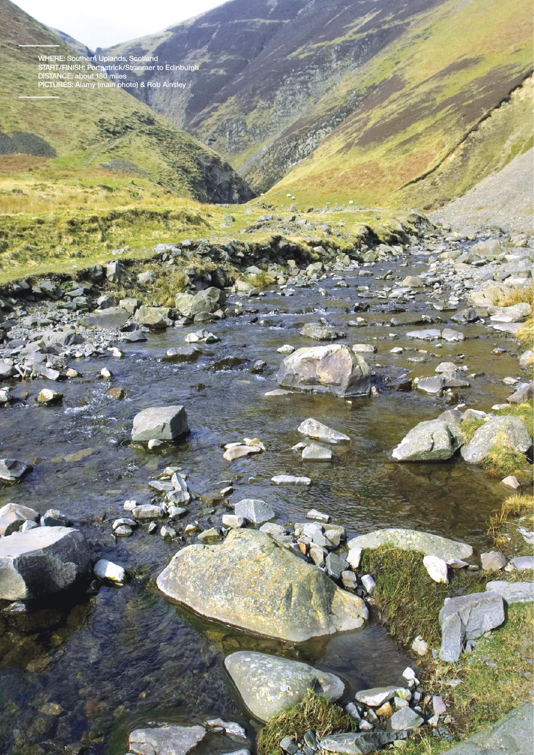WHERE: Southern Uplands, Scotland
START/FINISH: Portpatrick/Stranraer to Edinburgh
DISTANCE: about 180 miles
PICTURES: Alamy (main photo) & Rob Ainsley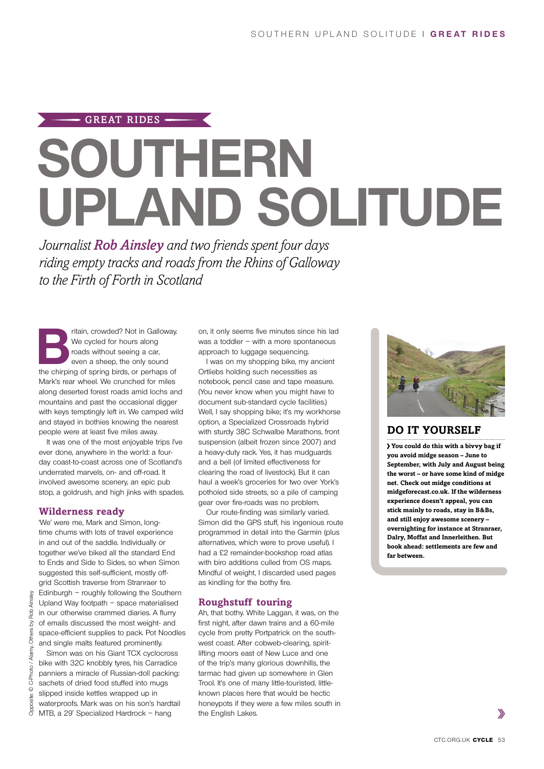GREAT RIDES

# SOUTHERN UPLAND SOLITUDE

*Journalist **Rob Ainsley** and two friends spent four days riding empty tracks and roads from the Rhins of Galloway to the Firth of Forth in Scotland*

Britain, crowded? Not in Galloway. We cycled for hours along roads without seeing a car, even a sheep, the only sound the chirping of spring birds, or perhaps of Mark's rear wheel. We crunched for miles along deserted forest roads amid lochs and mountains and past the occasional digger with keys temptingly left in. We camped wild and stayed in bothies knowing the nearest people were at least five miles away.

It was one of the most enjoyable trips I've ever done, anywhere in the world: a four-day coast-to-coast across one of Scotland's underrated marvels, on- and off-road. It involved awesome scenery, an epic pub stop, a goldrush, and high jinks with spades.

## Wilderness ready

'We' were me, Mark and Simon, long-time chums with lots of travel experience in and out of the saddle. Individually or together we've biked all the standard End to Ends and Side to Sides, so when Simon suggested this self-sufficient, mostly off-grid Scottish traverse from Stranraer to Edinburgh – roughly following the Southern Upland Way footpath – space materialised in our otherwise crammed diaries. A flurry of emails discussed the most weight- and space-efficient supplies to pack. Pot Noodles and single malts featured prominently.

Simon was on his Giant TCX cyclocross bike with 32C knobbly tyres, his Carradice panniers a miracle of Russian-doll packing: sachets of dried food stuffed into mugs slipped inside kettles wrapped up in waterproofs. Mark was on his son's hardtail MTB, a 29˝ Specialized Hardrock – hang on, it only seems five minutes since his lad was a toddler – with a more spontaneous approach to luggage sequencing.

I was on my shopping bike, my ancient Ortliebs holding such necessities as notebook, pencil case and tape measure. (You never know when you might have to document sub-standard cycle facilities.) Well, I say shopping bike; it's my workhorse option, a Specialized Crossroads hybrid with sturdy 38C Schwalbe Marathons, front suspension (albeit frozen since 2007) and a heavy-duty rack. Yes, it has mudguards and a bell (of limited effectiveness for clearing the road of livestock). But it can haul a week's groceries for two over York's potholed side streets, so a pile of camping gear over fire-roads was no problem.

Our route-finding was similarly varied. Simon did the GPS stuff, his ingenious route programmed in detail into the Garmin (plus alternatives, which were to prove useful). I had a £2 remainder-bookshop road atlas with biro additions culled from OS maps. Mindful of weight, I discarded used pages as kindling for the bothy fire.

## Roughstuff touring

Ah, that bothy. White Laggan, it was, on the first night, after dawn trains and a 60-mile cycle from pretty Portpatrick on the south-west coast. After cobweb-clearing, spirit-lifting moors east of New Luce and one of the trip's many glorious downhills, the tarmac had given up somewhere in Glen Trool. It's one of many little-touristed, little-known places here that would be hectic honeypots if they were a few miles south in the English Lakes.

Opposite: © C-Photo / Alamy. Others by Rob Ainsley

## DO IT YOURSELF

**› You could do this with a bivvy bag if you avoid midge season – June to September, with July and August being the worst – or have some kind of midge net. Check out midge conditions at midgeforecast.co.uk. If the wilderness experience doesn't appeal, you can stick mainly to roads, stay in B&Bs, and still enjoy awesome scenery – overnighting for instance at Stranraer, Dalry, Moffat and Innerleithen. But book ahead: settlements are few and far between.**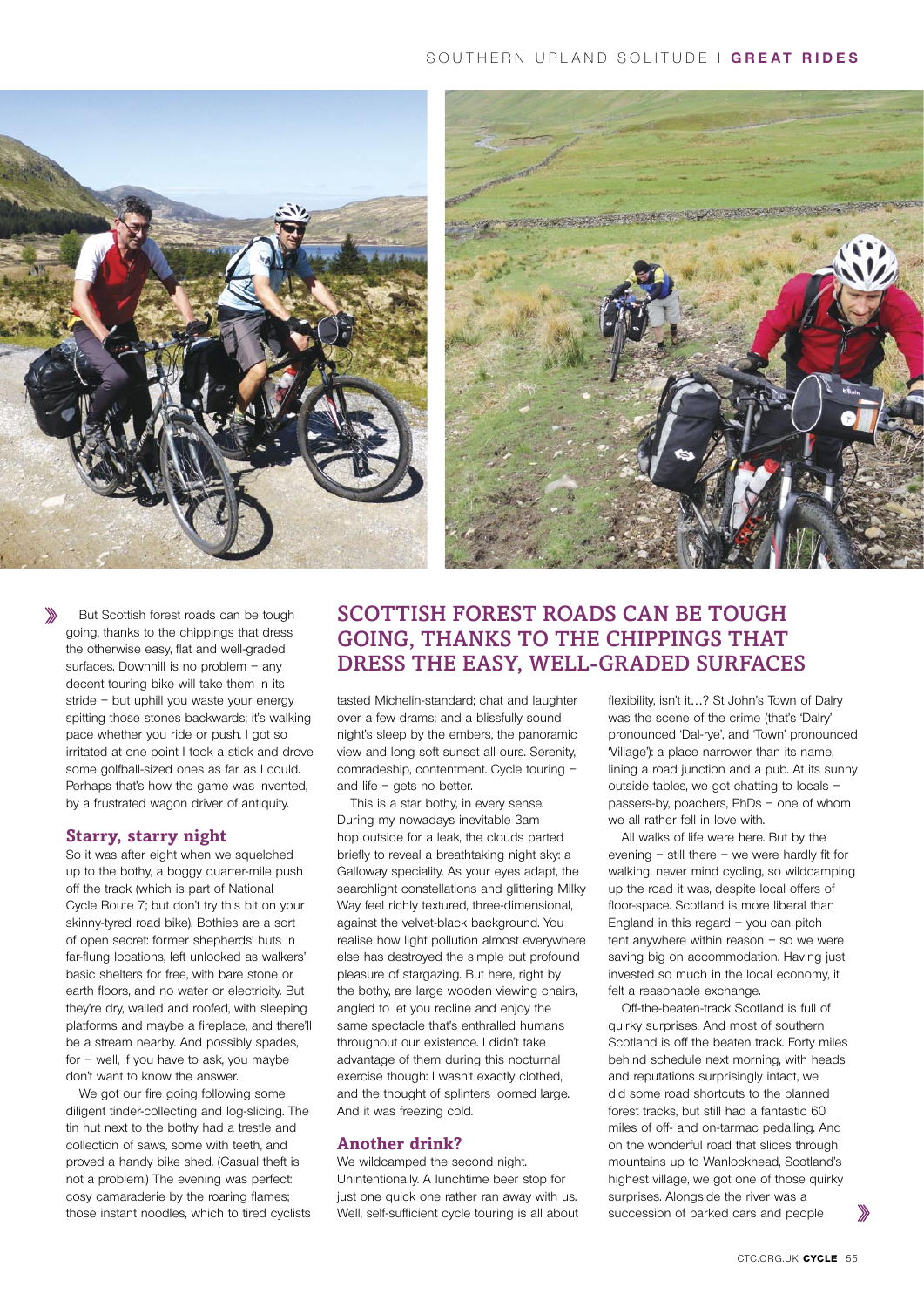But Scottish forest roads can be tough going, thanks to the chippings that dress the otherwise easy, flat and well-graded surfaces. Downhill is no problem – any decent touring bike will take them in its stride – but uphill you waste your energy spitting those stones backwards; it's walking pace whether you ride or push. I got so irritated at one point I took a stick and drove some golfball-sized ones as far as I could. Perhaps that's how the game was invented, by a frustrated wagon driver of antiquity.

## Starry, starry night

So it was after eight when we squelched up to the bothy, a boggy quarter-mile push off the track (which is part of National Cycle Route 7; but don't try this bit on your skinny-tyred road bike). Bothies are a sort of open secret: former shepherds' huts in far-flung locations, left unlocked as walkers' basic shelters for free, with bare stone or earth floors, and no water or electricity. But they're dry, walled and roofed, with sleeping platforms and maybe a fireplace, and there'll be a stream nearby. And possibly spades, for – well, if you have to ask, you maybe don't want to know the answer.

We got our fire going following some diligent tinder-collecting and log-slicing. The tin hut next to the bothy had a trestle and collection of saws, some with teeth, and proved a handy bike shed. (Casual theft is not a problem.) The evening was perfect: cosy camaraderie by the roaring flames; those instant noodles, which to tired cyclists tasted Michelin-standard; chat and laughter over a few drams; and a blissfully sound night's sleep by the embers, the panoramic view and long soft sunset all ours. Serenity, comradeship, contentment. Cycle touring – and life – gets no better.

**SCOTTISH FOREST ROADS CAN BE TOUGH GOING, THANKS TO THE CHIPPINGS THAT DRESS THE EASY, WELL-GRADED SURFACES**

This is a star bothy, in every sense. During my nowadays inevitable 3am hop outside for a leak, the clouds parted briefly to reveal a breathtaking night sky: a Galloway speciality. As your eyes adapt, the searchlight constellations and glittering Milky Way feel richly textured, three-dimensional, against the velvet-black background. You realise how light pollution almost everywhere else has destroyed the simple but profound pleasure of stargazing. But here, right by the bothy, are large wooden viewing chairs, angled to let you recline and enjoy the same spectacle that's enthralled humans throughout our existence. I didn't take advantage of them during this nocturnal exercise though: I wasn't exactly clothed, and the thought of splinters loomed large. And it was freezing cold.

## Another drink?

We wildcamped the second night. Unintentionally. A lunchtime beer stop for just one quick one rather ran away with us. Well, self-sufficient cycle touring is all about flexibility, isn't it…? St John's Town of Dalry was the scene of the crime (that's 'Dalry' pronounced 'Dal-rye', and 'Town' pronounced 'Village'): a place narrower than its name, lining a road junction and a pub. At its sunny outside tables, we got chatting to locals – passers-by, poachers, PhDs – one of whom we all rather fell in love with.

All walks of life were here. But by the evening – still there – we were hardly fit for walking, never mind cycling, so wildcamping up the road it was, despite local offers of floor-space. Scotland is more liberal than England in this regard – you can pitch tent anywhere within reason – so we were saving big on accommodation. Having just invested so much in the local economy, it felt a reasonable exchange.

Off-the-beaten-track Scotland is full of quirky surprises. And most of southern Scotland is off the beaten track. Forty miles behind schedule next morning, with heads and reputations surprisingly intact, we did some road shortcuts to the planned forest tracks, but still had a fantastic 60 miles of off- and on-tarmac pedalling. And on the wonderful road that slices through mountains up to Wanlockhead, Scotland's highest village, we got one of those quirky surprises. Alongside the river was a succession of parked cars and people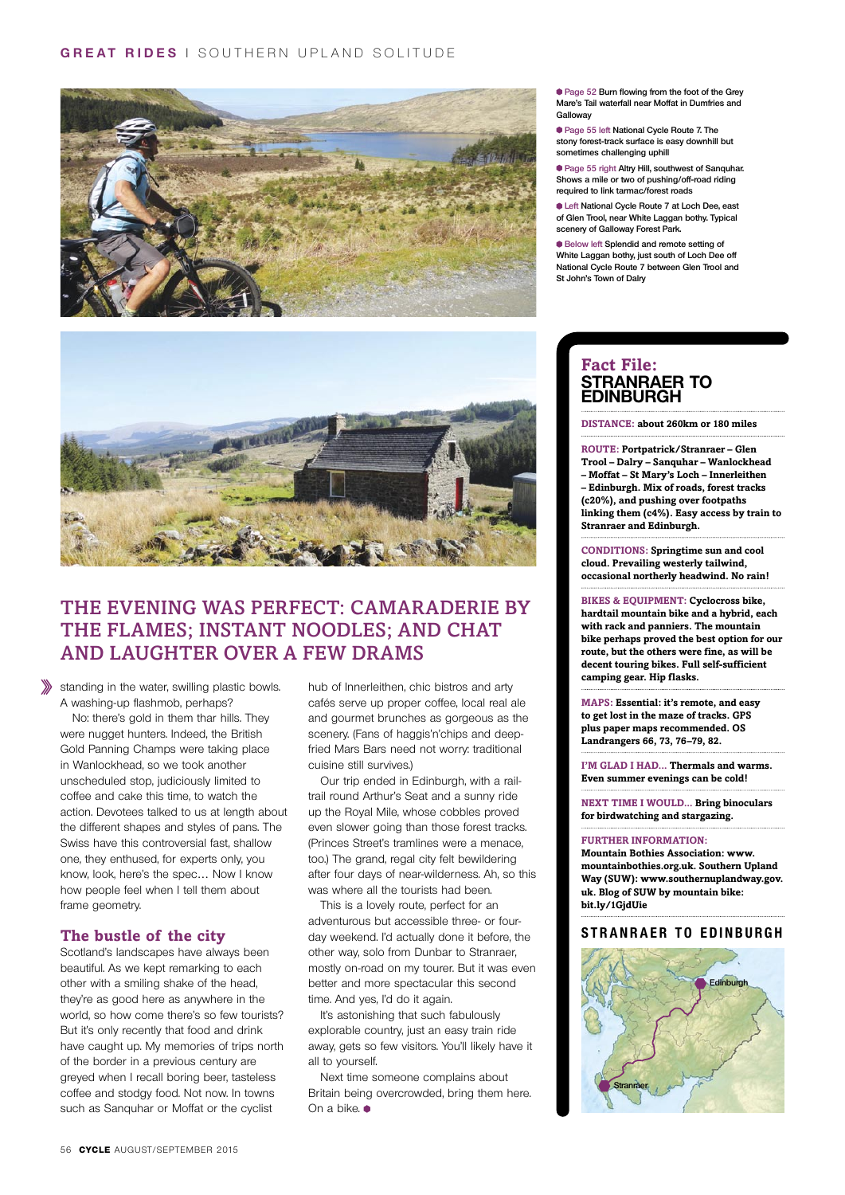- Page 52 Burn flowing from the foot of the Grey Mare's Tail waterfall near Moffat in Dumfries and Galloway
- Page 55 left National Cycle Route 7. The stony forest-track surface is easy downhill but sometimes challenging uphill
- Page 55 right Altry Hill, southwest of Sanquhar. Shows a mile or two of pushing/off-road riding required to link tarmac/forest roads
- Left National Cycle Route 7 at Loch Dee, east of Glen Trool, near White Laggan bothy. Typical scenery of Galloway Forest Park.
- Below left Splendid and remote setting of White Laggan bothy, just south of Loch Dee off National Cycle Route 7 between Glen Trool and St John's Town of Dalry

## THE EVENING WAS PERFECT: CAMARADERIE BY THE FLAMES; INSTANT NOODLES; AND CHAT AND LAUGHTER OVER A FEW DRAMS

standing in the water, swilling plastic bowls. A washing-up flashmob, perhaps?

No: there's gold in them thar hills. They were nugget hunters. Indeed, the British Gold Panning Champs were taking place in Wanlockhead, so we took another unscheduled stop, judiciously limited to coffee and cake this time, to watch the action. Devotees talked to us at length about the different shapes and styles of pans. The Swiss have this controversial fast, shallow one, they enthused, for experts only, you know, look, here's the spec… Now I know how people feel when I tell them about frame geometry.

### The bustle of the city

Scotland's landscapes have always been beautiful. As we kept remarking to each other with a smiling shake of the head, they're as good here as anywhere in the world, so how come there's so few tourists? But it's only recently that food and drink have caught up. My memories of trips north of the border in a previous century are greyed when I recall boring beer, tasteless coffee and stodgy food. Not now. In towns such as Sanquhar or Moffat or the cyclist hub of Innerleithen, chic bistros and arty cafés serve up proper coffee, local real ale and gourmet brunches as gorgeous as the scenery. (Fans of haggis'n'chips and deep-fried Mars Bars need not worry: traditional cuisine still survives.)

Our trip ended in Edinburgh, with a rail-trail round Arthur's Seat and a sunny ride up the Royal Mile, whose cobbles proved even slower going than those forest tracks. (Princes Street's tramlines were a menace, too.) The grand, regal city felt bewildering after four days of near-wilderness. Ah, so this was where all the tourists had been.

This is a lovely route, perfect for an adventurous but accessible three- or four-day weekend. I'd actually done it before, the other way, solo from Dunbar to Stranraer, mostly on-road on my tourer. But it was even better and more spectacular this second time. And yes, I'd do it again.

It's astonishing that such fabulously explorable country, just an easy train ride away, gets so few visitors. You'll likely have it all to yourself.

Next time someone complains about Britain being overcrowded, bring them here. On a bike.

## Fact File: STRANRAER TO EDINBURGH

**DISTANCE:** about 260km or 180 miles

**ROUTE:** Portpatrick/Stranraer – Glen Trool – Dalry – Sanquhar – Wanlockhead – Moffat – St Mary's Loch – Innerleithen – Edinburgh. Mix of roads, forest tracks (c20%), and pushing over footpaths linking them (c4%). Easy access by train to Stranraer and Edinburgh.

**CONDITIONS:** Springtime sun and cool cloud. Prevailing westerly tailwind, occasional northerly headwind. No rain!

**BIKES & EQUIPMENT:** Cyclocross bike, hardtail mountain bike and a hybrid, each with rack and panniers. The mountain bike perhaps proved the best option for our route, but the others were fine, as will be decent touring bikes. Full self-sufficient camping gear. Hip flasks.

**MAPS:** Essential: it's remote, and easy to get lost in the maze of tracks. GPS plus paper maps recommended. OS Landrangers 66, 73, 76–79, 82.

**I'M GLAD I HAD...** Thermals and warms. Even summer evenings can be cold!

**NEXT TIME I WOULD...** Bring binoculars for birdwatching and stargazing.

**FURTHER INFORMATION:** Mountain Bothies Association: www.mountainbothies.org.uk. Southern Upland Way (SUW): www.southernuplandway.gov.uk. Blog of SUW by mountain bike: bit.ly/1GjdUie

### STRANRAER TO EDINBURGH

Edinburgh

Stranraer